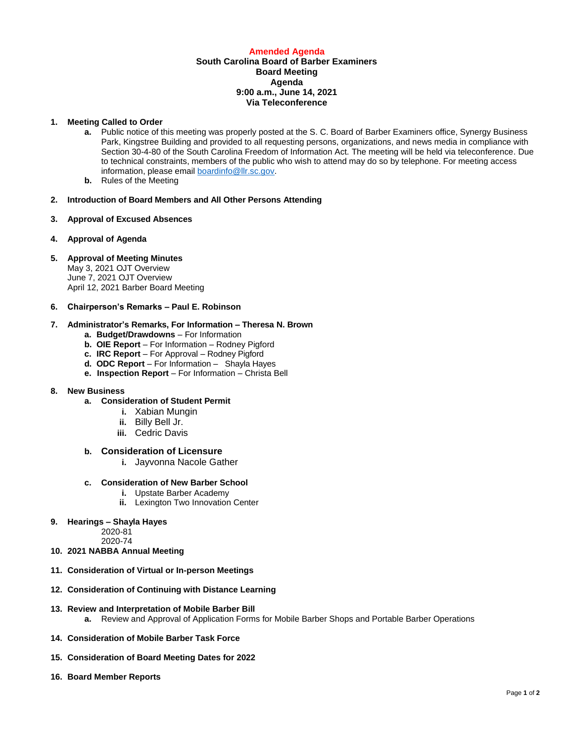**Amended Agenda**

**South Carolina Board of Barber Examiners**
**Board Meeting**
**Agenda**
**9:00 a.m., June 14, 2021**
**Via Teleconference**

1. **Meeting Called to Order**
   a. Public notice of this meeting was properly posted at the S. C. Board of Barber Examiners office, Synergy Business Park, Kingstree Building and provided to all requesting persons, organizations, and news media in compliance with Section 30-4-80 of the South Carolina Freedom of Information Act. The meeting will be held via teleconference. Due to technical constraints, members of the public who wish to attend may do so by telephone. For meeting access information, please email boardinfo@llr.sc.gov.
   b. Rules of the Meeting

2. **Introduction of Board Members and All Other Persons Attending**

3. **Approval of Excused Absences**

4. **Approval of Agenda**

5. **Approval of Meeting Minutes**
   May 3, 2021 OJT Overview
   June 7, 2021 OJT Overview
   April 12, 2021 Barber Board Meeting

6. **Chairperson's Remarks – Paul E. Robinson**

7. **Administrator's Remarks, For Information – Theresa N. Brown**
   a. **Budget/Drawdowns** – For Information
   b. **OIE Report** – For Information – Rodney Pigford
   c. **IRC Report** – For Approval – Rodney Pigford
   d. **ODC Report** – For Information – Shayla Hayes
   e. **Inspection Report** – For Information – Christa Bell

8. **New Business**
   a. **Consideration of Student Permit**
      i. Xabian Mungin
      ii. Billy Bell Jr.
      iii. Cedric Davis

   b. **Consideration of Licensure**
      i. Jayvonna Nacole Gather

   c. **Consideration of New Barber School**
      i. Upstate Barber Academy
      ii. Lexington Two Innovation Center

9. **Hearings – Shayla Hayes**
   2020-81
   2020-74

10. **2021 NABBA Annual Meeting**

11. **Consideration of Virtual or In-person Meetings**

12. **Consideration of Continuing with Distance Learning**

13. **Review and Interpretation of Mobile Barber Bill**
    a. Review and Approval of Application Forms for Mobile Barber Shops and Portable Barber Operations

14. **Consideration of Mobile Barber Task Force**

15. **Consideration of Board Meeting Dates for 2022**

16. **Board Member Reports**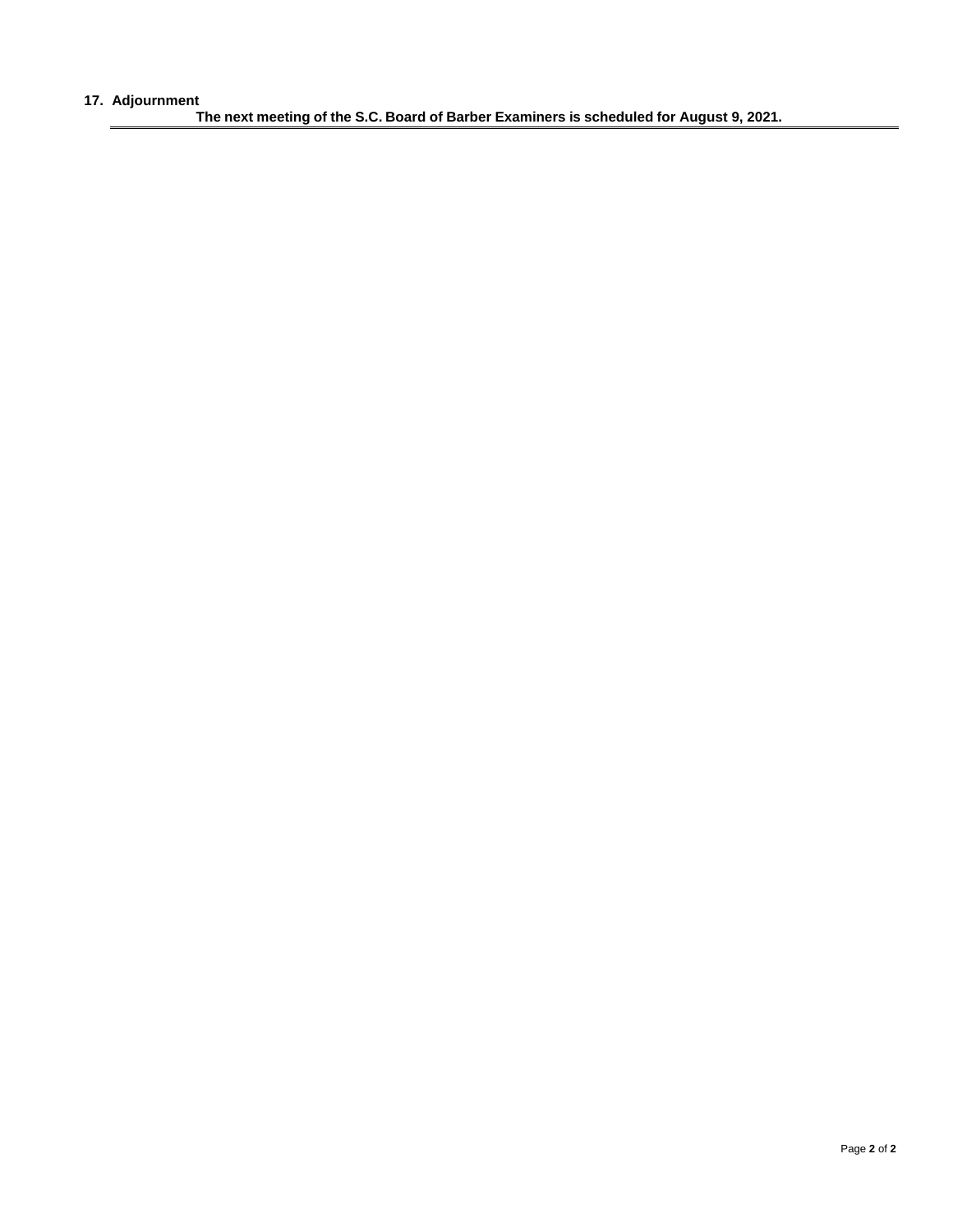**17. Adjournment**

**The next meeting of the S.C. Board of Barber Examiners is scheduled for August 9, 2021.**